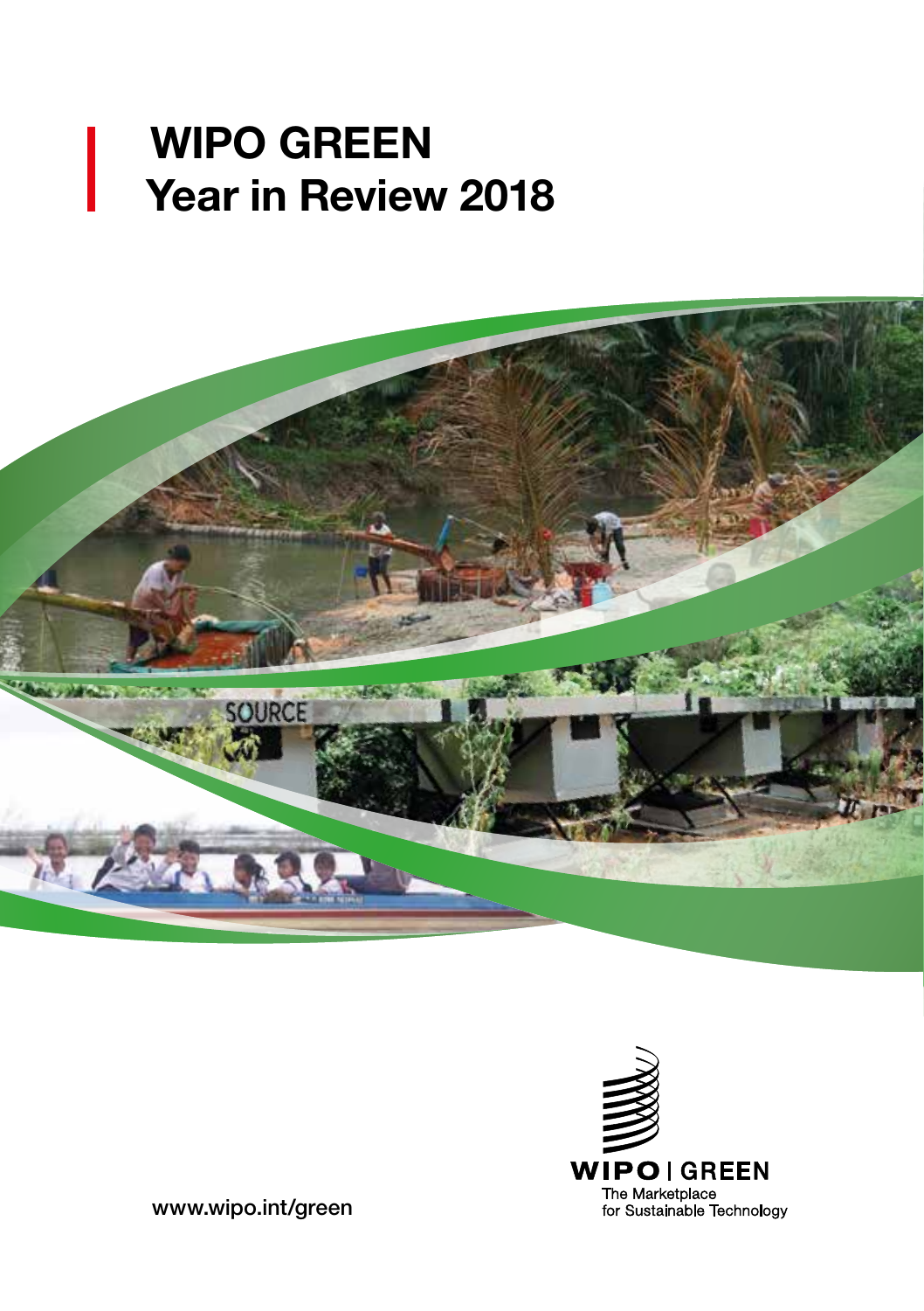# WIPO GREEN
## Year in Review 2018

WIPO | GREEN

The Marketplace for Sustainable Technology

www.wipo.int/green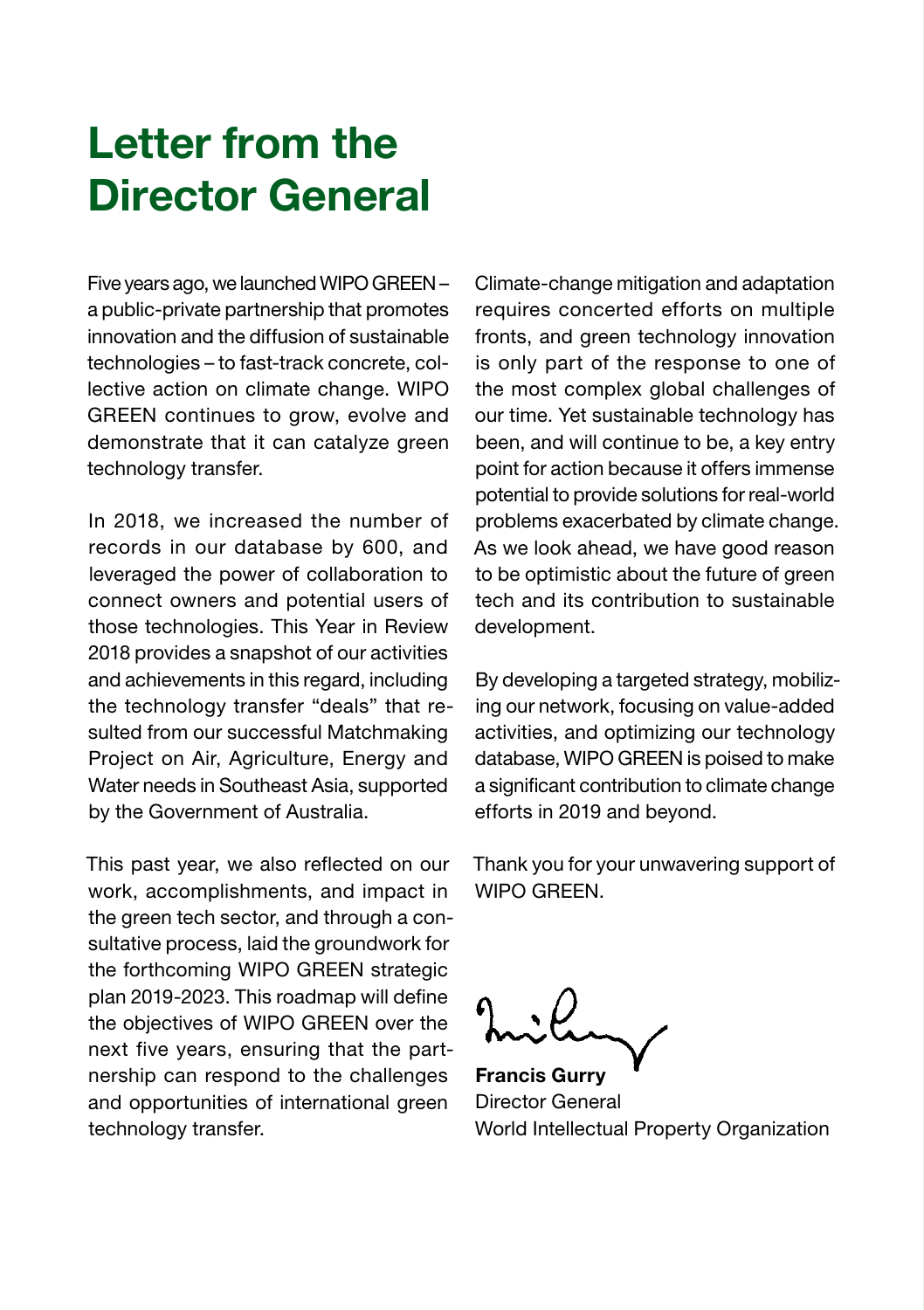# Letter from the Director General

Five years ago, we launched WIPO GREEN – a public-private partnership that promotes innovation and the diffusion of sustainable technologies – to fast-track concrete, collective action on climate change. WIPO GREEN continues to grow, evolve and demonstrate that it can catalyze green technology transfer.

In 2018, we increased the number of records in our database by 600, and leveraged the power of collaboration to connect owners and potential users of those technologies. This Year in Review 2018 provides a snapshot of our activities and achievements in this regard, including the technology transfer "deals" that resulted from our successful Matchmaking Project on Air, Agriculture, Energy and Water needs in Southeast Asia, supported by the Government of Australia.

This past year, we also reflected on our work, accomplishments, and impact in the green tech sector, and through a consultative process, laid the groundwork for the forthcoming WIPO GREEN strategic plan 2019-2023. This roadmap will define the objectives of WIPO GREEN over the next five years, ensuring that the partnership can respond to the challenges and opportunities of international green technology transfer.

Climate-change mitigation and adaptation requires concerted efforts on multiple fronts, and green technology innovation is only part of the response to one of the most complex global challenges of our time. Yet sustainable technology has been, and will continue to be, a key entry point for action because it offers immense potential to provide solutions for real-world problems exacerbated by climate change. As we look ahead, we have good reason to be optimistic about the future of green tech and its contribution to sustainable development.

By developing a targeted strategy, mobilizing our network, focusing on value-added activities, and optimizing our technology database, WIPO GREEN is poised to make a significant contribution to climate change efforts in 2019 and beyond.

Thank you for your unwavering support of WIPO GREEN.

**Francis Gurry**
Director General
World Intellectual Property Organization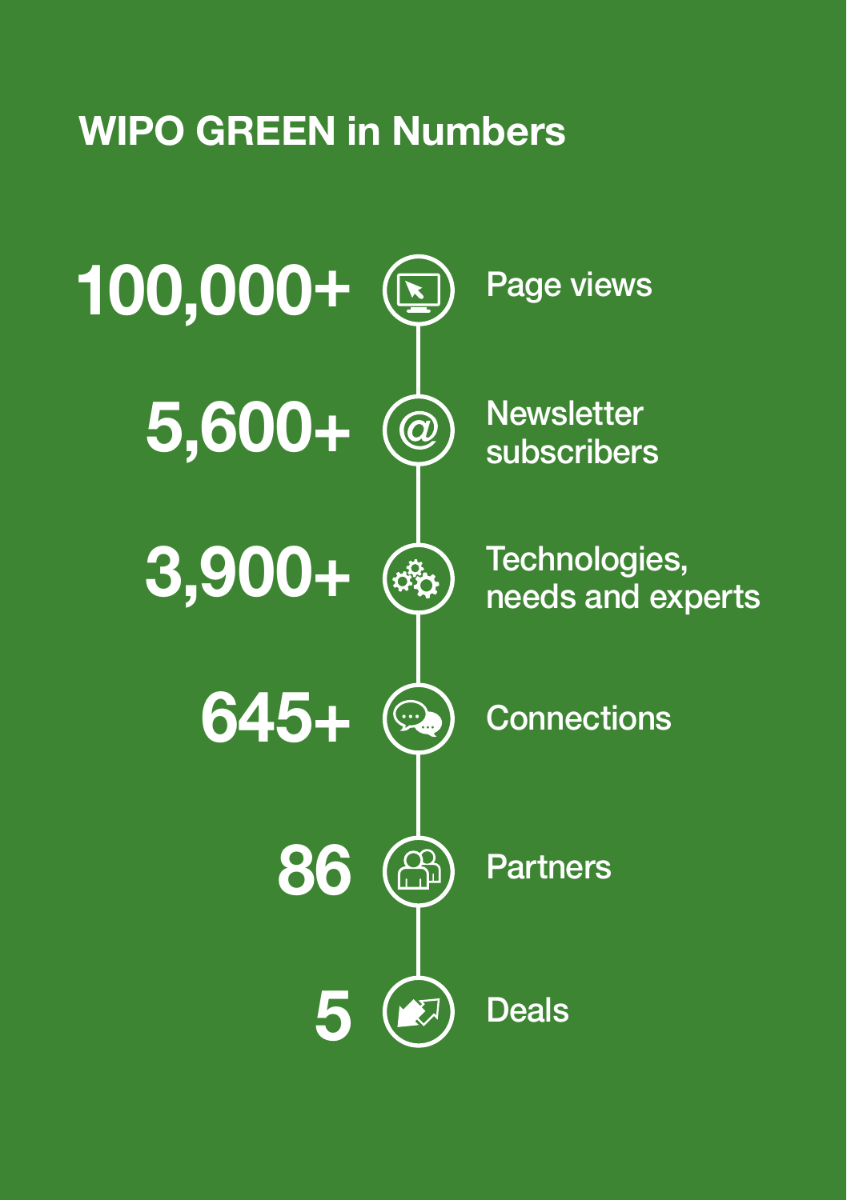# WIPO GREEN in Numbers

- **100,000+** Page views
- **5,600+** Newsletter subscribers
- **3,900+** Technologies, needs and experts
- **645+** Connections
- **86** Partners
- **5** Deals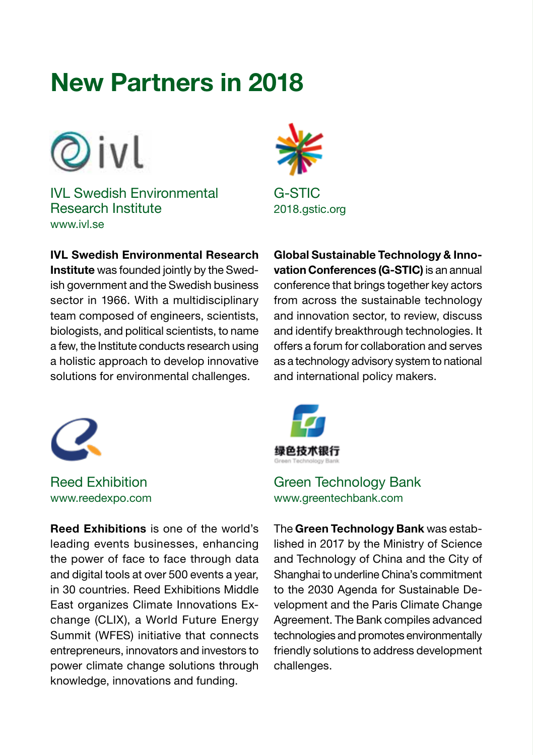# New Partners in 2018

## IVL Swedish Environmental Research Institute

www.ivl.se

**IVL Swedish Environmental Research Institute** was founded jointly by the Swedish government and the Swedish business sector in 1966. With a multidisciplinary team composed of engineers, scientists, biologists, and political scientists, to name a few, the Institute conducts research using a holistic approach to develop innovative solutions for environmental challenges.

## G-STIC

2018.gstic.org

**Global Sustainable Technology & Innovation Conferences (G-STIC)** is an annual conference that brings together key actors from across the sustainable technology and innovation sector, to review, discuss and identify breakthrough technologies. It offers a forum for collaboration and serves as a technology advisory system to national and international policy makers.

## Reed Exhibition

www.reedexpo.com

**Reed Exhibitions** is one of the world's leading events businesses, enhancing the power of face to face through data and digital tools at over 500 events a year, in 30 countries. Reed Exhibitions Middle East organizes Climate Innovations Exchange (CLIX), a World Future Energy Summit (WFES) initiative that connects entrepreneurs, innovators and investors to power climate change solutions through knowledge, innovations and funding.

## Green Technology Bank

绿色技术银行

Green Technology Bank

www.greentechbank.com

The **Green Technology Bank** was established in 2017 by the Ministry of Science and Technology of China and the City of Shanghai to underline China's commitment to the 2030 Agenda for Sustainable Development and the Paris Climate Change Agreement. The Bank compiles advanced technologies and promotes environmentally friendly solutions to address development challenges.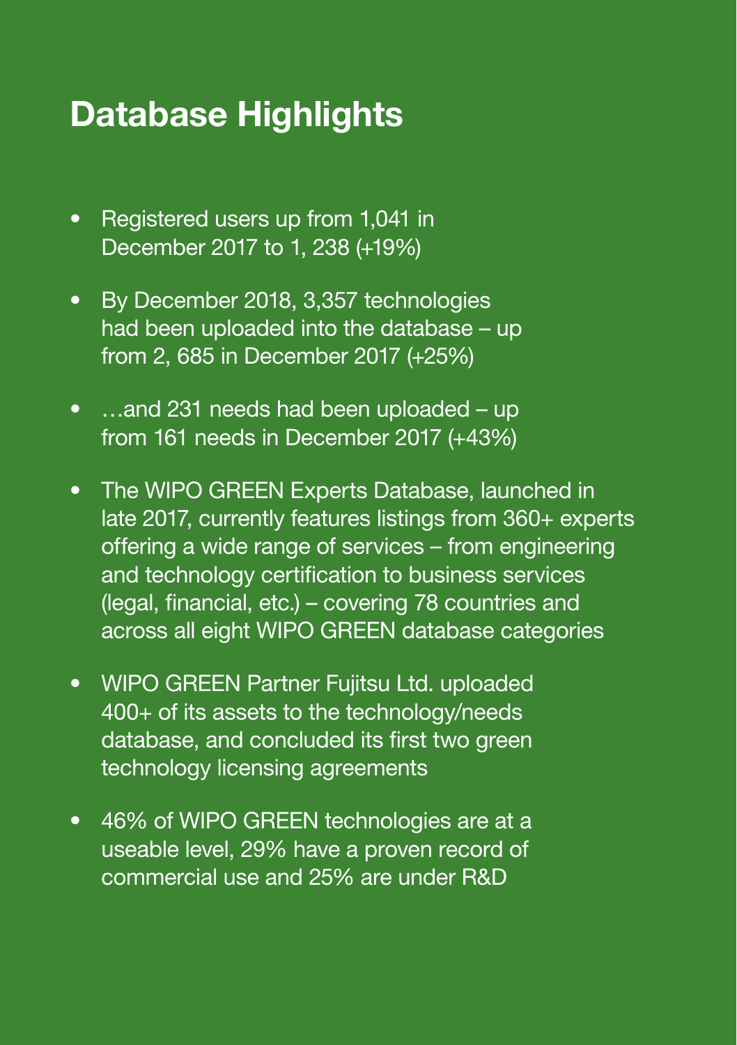# Database Highlights

- Registered users up from 1,041 in December 2017 to 1, 238 (+19%)
- By December 2018, 3,357 technologies had been uploaded into the database – up from 2, 685 in December 2017 (+25%)
- …and 231 needs had been uploaded – up from 161 needs in December 2017 (+43%)
- The WIPO GREEN Experts Database, launched in late 2017, currently features listings from 360+ experts offering a wide range of services – from engineering and technology certification to business services (legal, financial, etc.) – covering 78 countries and across all eight WIPO GREEN database categories
- WIPO GREEN Partner Fujitsu Ltd. uploaded 400+ of its assets to the technology/needs database, and concluded its first two green technology licensing agreements
- 46% of WIPO GREEN technologies are at a useable level, 29% have a proven record of commercial use and 25% are under R&D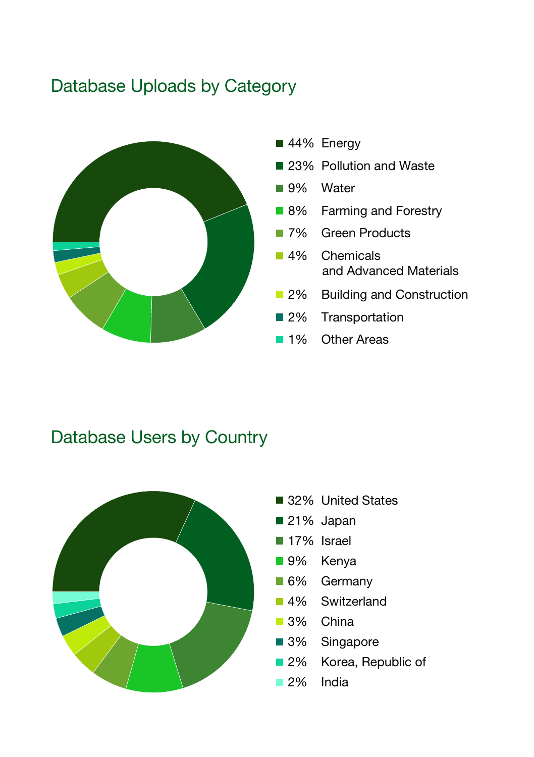## Database Uploads by Category

- 44% Energy
- 23% Pollution and Waste
- 9% Water
- 8% Farming and Forestry
- 7% Green Products
- 4% Chemicals and Advanced Materials
- 2% Building and Construction
- 2% Transportation
- 1% Other Areas

## Database Users by Country

- 32% United States
- 21% Japan
- 17% Israel
- 9% Kenya
- 6% Germany
- 4% Switzerland
- 3% China
- 3% Singapore
- 2% Korea, Republic of
- 2% India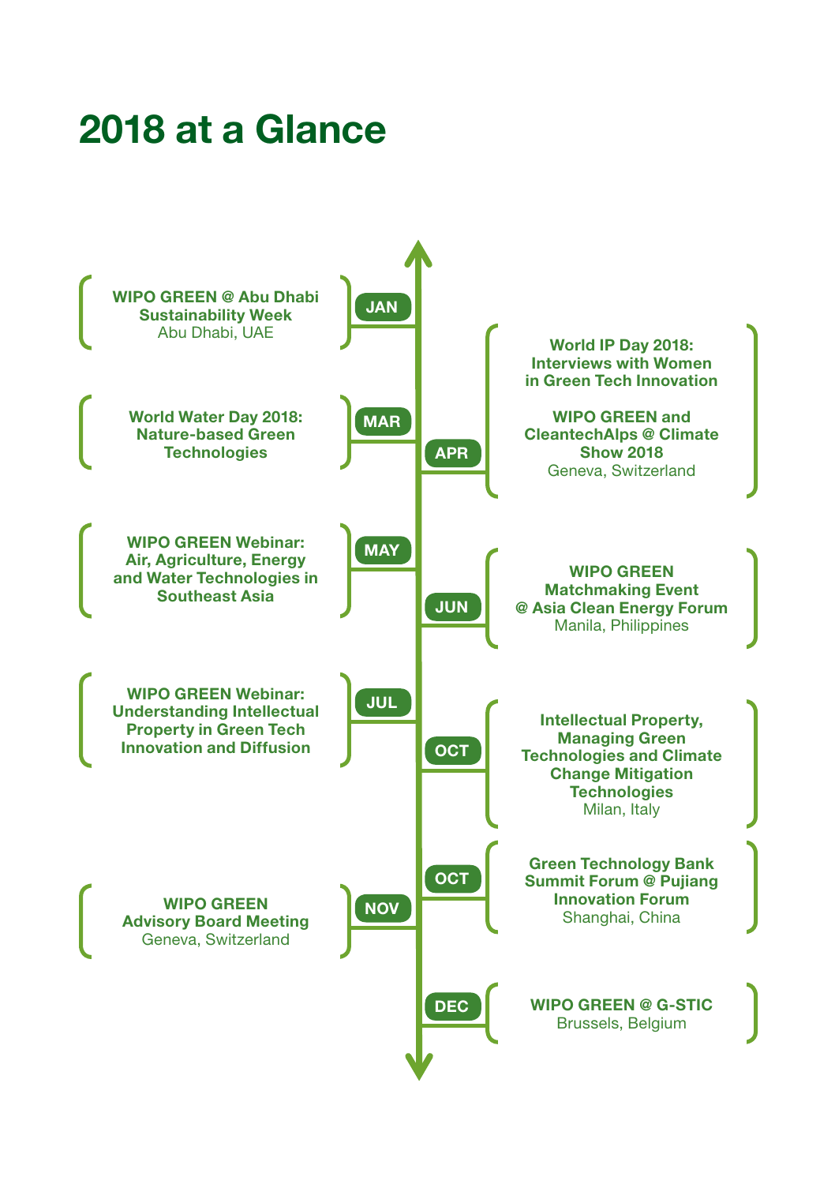# 2018 at a Glance

**JAN**
**WIPO GREEN @ Abu Dhabi Sustainability Week**
Abu Dhabi, UAE

**MAR**
**World Water Day 2018: Nature-based Green Technologies**

**APR**
**World IP Day 2018: Interviews with Women in Green Tech Innovation**

**WIPO GREEN and CleantechAlps @ Climate Show 2018**
Geneva, Switzerland

**MAY**
**WIPO GREEN Webinar: Air, Agriculture, Energy and Water Technologies in Southeast Asia**

**JUN**
**WIPO GREEN Matchmaking Event @ Asia Clean Energy Forum**
Manila, Philippines

**JUL**
**WIPO GREEN Webinar: Understanding Intellectual Property in Green Tech Innovation and Diffusion**

**OCT**
**Intellectual Property, Managing Green Technologies and Climate Change Mitigation Technologies**
Milan, Italy

**OCT**
**Green Technology Bank Summit Forum @ Pujiang Innovation Forum**
Shanghai, China

**NOV**
**WIPO GREEN Advisory Board Meeting**
Geneva, Switzerland

**DEC**
**WIPO GREEN @ G-STIC**
Brussels, Belgium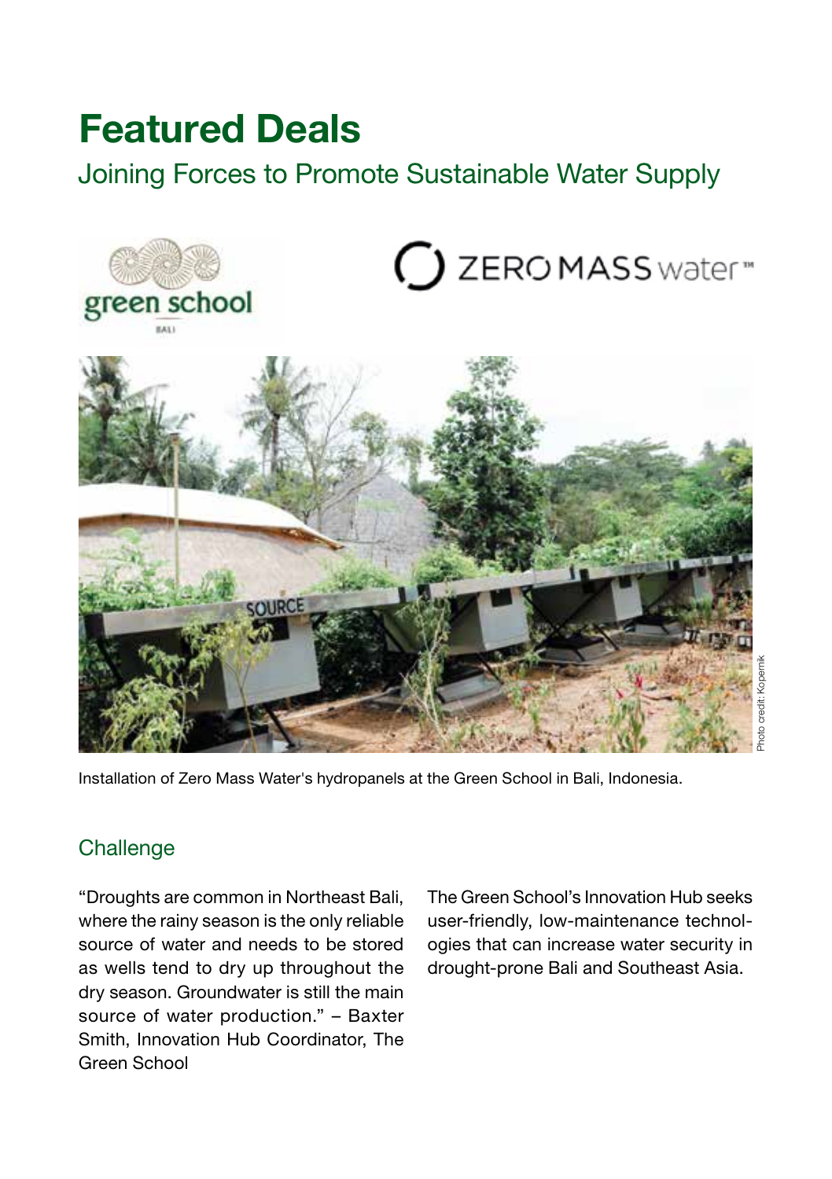# Featured Deals

## Joining Forces to Promote Sustainable Water Supply

Installation of Zero Mass Water's hydropanels at the Green School in Bali, Indonesia.

### Challenge

"Droughts are common in Northeast Bali, where the rainy season is the only reliable source of water and needs to be stored as wells tend to dry up throughout the dry season. Groundwater is still the main source of water production." – Baxter Smith, Innovation Hub Coordinator, The Green School

The Green School's Innovation Hub seeks user-friendly, low-maintenance technologies that can increase water security in drought-prone Bali and Southeast Asia.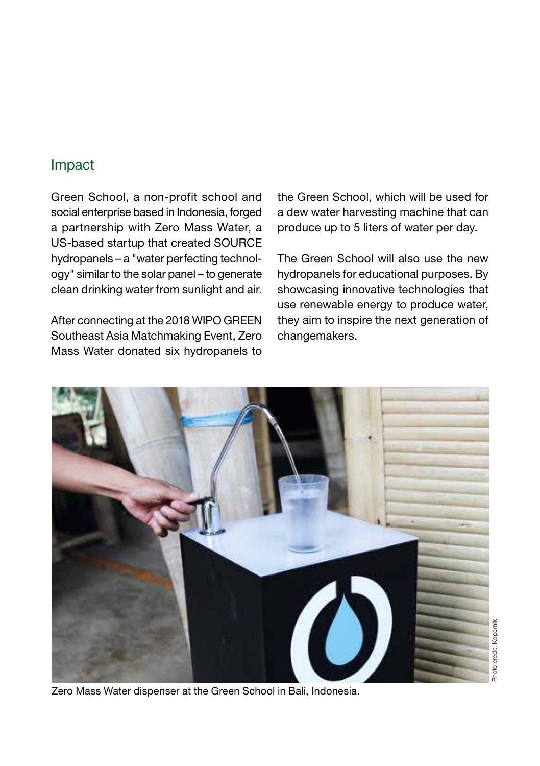## Impact

Green School, a non-profit school and social enterprise based in Indonesia, forged a partnership with Zero Mass Water, a US-based startup that created SOURCE hydropanels – a "water perfecting technology" similar to the solar panel – to generate clean drinking water from sunlight and air.

After connecting at the 2018 WIPO GREEN Southeast Asia Matchmaking Event, Zero Mass Water donated six hydropanels to the Green School, which will be used for a dew water harvesting machine that can produce up to 5 liters of water per day.

The Green School will also use the new hydropanels for educational purposes. By showcasing innovative technologies that use renewable energy to produce water, they aim to inspire the next generation of changemakers.

Photo credit: Kopernik

Zero Mass Water dispenser at the Green School in Bali, Indonesia.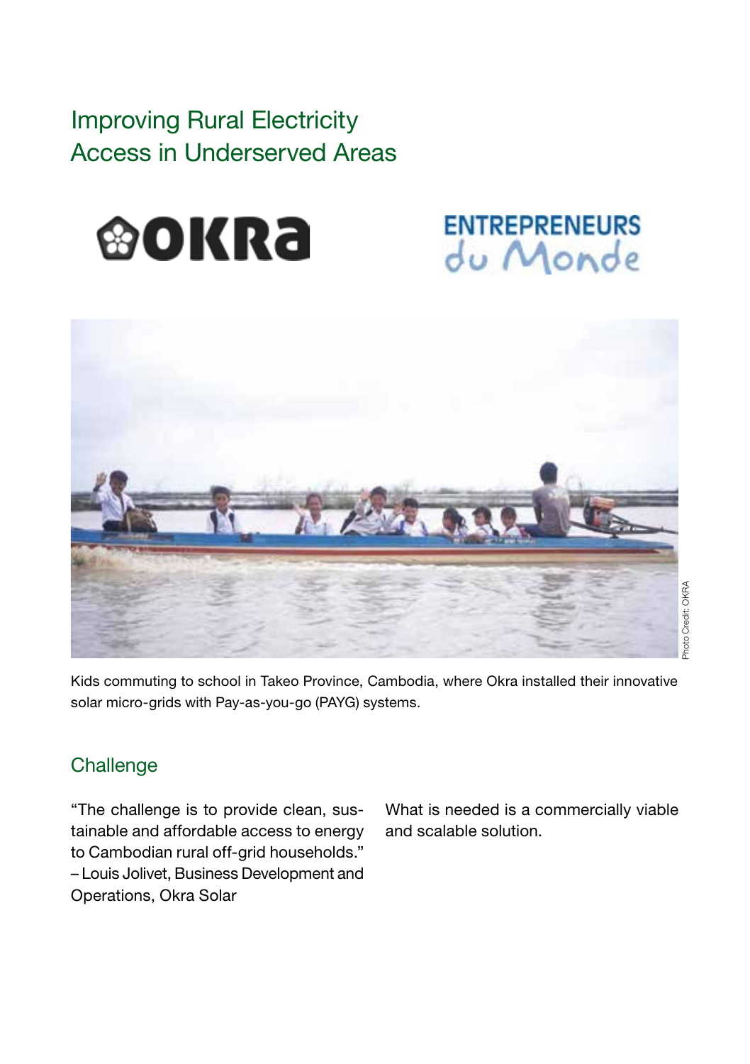# Improving Rural Electricity Access in Underserved Areas

Kids commuting to school in Takeo Province, Cambodia, where Okra installed their innovative solar micro-grids with Pay-as-you-go (PAYG) systems.

Photo Credit: OKRA

## Challenge

"The challenge is to provide clean, sustainable and affordable access to energy to Cambodian rural off-grid households." – Louis Jolivet, Business Development and Operations, Okra Solar

What is needed is a commercially viable and scalable solution.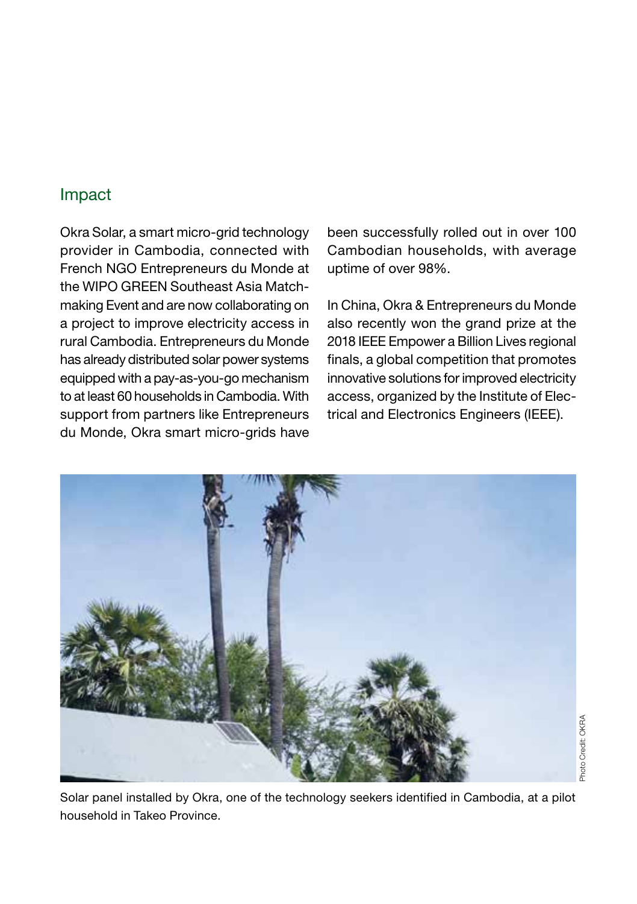## Impact

Okra Solar, a smart micro-grid technology provider in Cambodia, connected with French NGO Entrepreneurs du Monde at the WIPO GREEN Southeast Asia Matchmaking Event and are now collaborating on a project to improve electricity access in rural Cambodia. Entrepreneurs du Monde has already distributed solar power systems equipped with a pay-as-you-go mechanism to at least 60 households in Cambodia. With support from partners like Entrepreneurs du Monde, Okra smart micro-grids have been successfully rolled out in over 100 Cambodian households, with average uptime of over 98%.

In China, Okra & Entrepreneurs du Monde also recently won the grand prize at the 2018 IEEE Empower a Billion Lives regional finals, a global competition that promotes innovative solutions for improved electricity access, organized by the Institute of Electrical and Electronics Engineers (IEEE).

Photo Credit: OKRA

Solar panel installed by Okra, one of the technology seekers identified in Cambodia, at a pilot household in Takeo Province.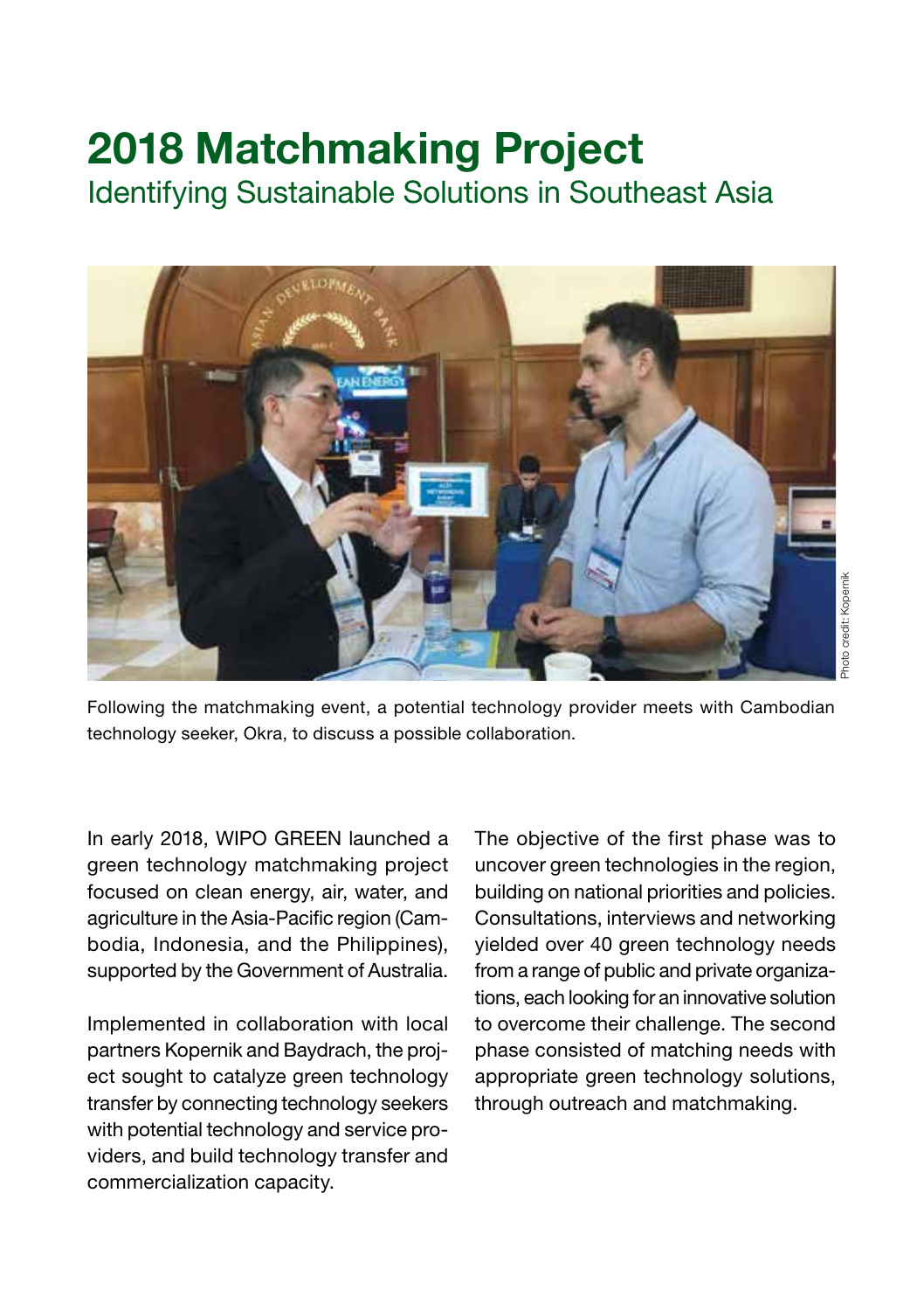# 2018 Matchmaking Project

## Identifying Sustainable Solutions in Southeast Asia

Photo credit: Kopernik

Following the matchmaking event, a potential technology provider meets with Cambodian technology seeker, Okra, to discuss a possible collaboration.

In early 2018, WIPO GREEN launched a green technology matchmaking project focused on clean energy, air, water, and agriculture in the Asia-Pacific region (Cambodia, Indonesia, and the Philippines), supported by the Government of Australia.

Implemented in collaboration with local partners Kopernik and Baydrach, the project sought to catalyze green technology transfer by connecting technology seekers with potential technology and service providers, and build technology transfer and commercialization capacity.

The objective of the first phase was to uncover green technologies in the region, building on national priorities and policies. Consultations, interviews and networking yielded over 40 green technology needs from a range of public and private organizations, each looking for an innovative solution to overcome their challenge. The second phase consisted of matching needs with appropriate green technology solutions, through outreach and matchmaking.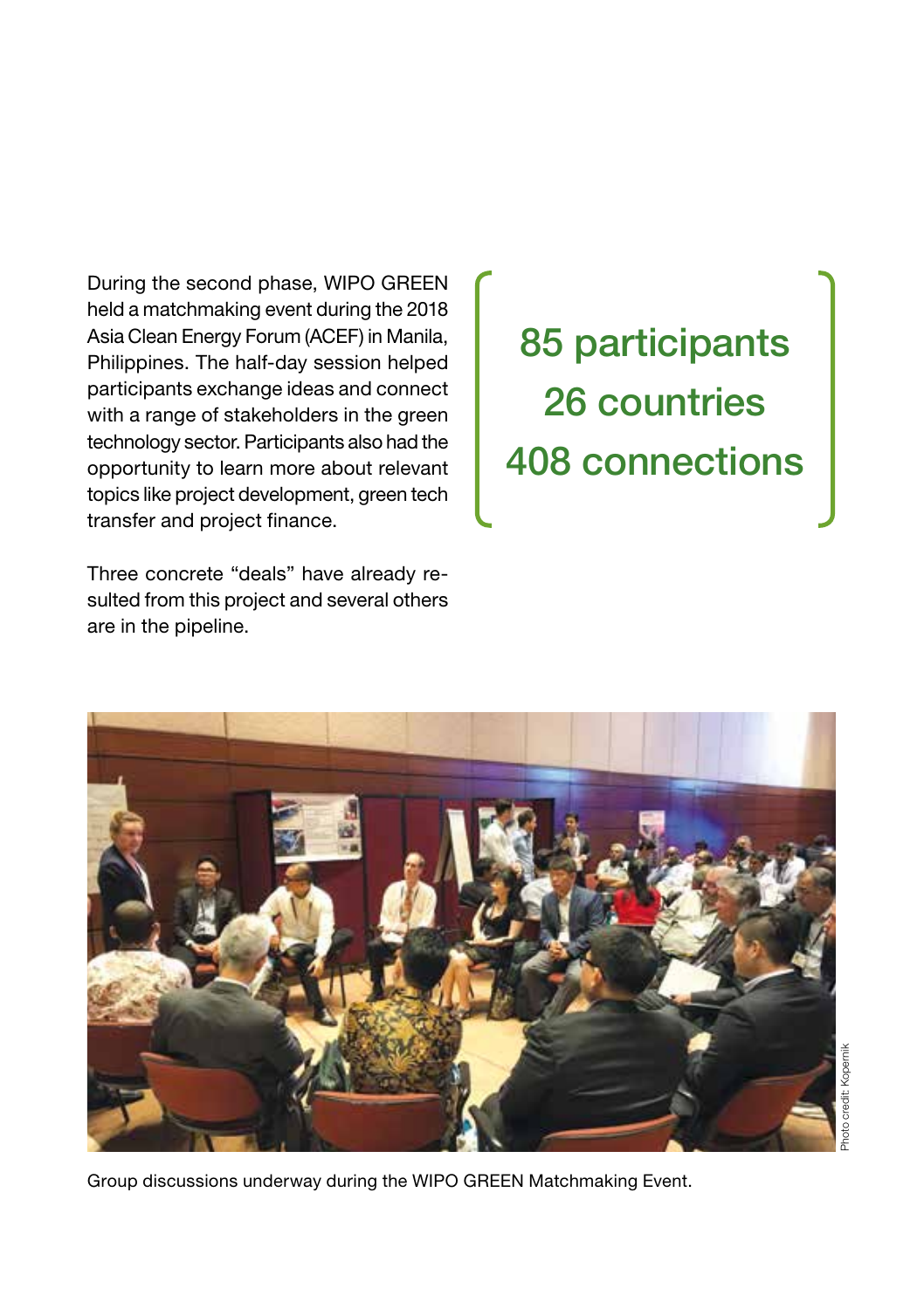During the second phase, WIPO GREEN held a matchmaking event during the 2018 Asia Clean Energy Forum (ACEF) in Manila, Philippines. The half-day session helped participants exchange ideas and connect with a range of stakeholders in the green technology sector. Participants also had the opportunity to learn more about relevant topics like project development, green tech transfer and project finance.

Three concrete "deals" have already resulted from this project and several others are in the pipeline.

**85 participants**
**26 countries**
**408 connections**

Photo credit: Kopernik

Group discussions underway during the WIPO GREEN Matchmaking Event.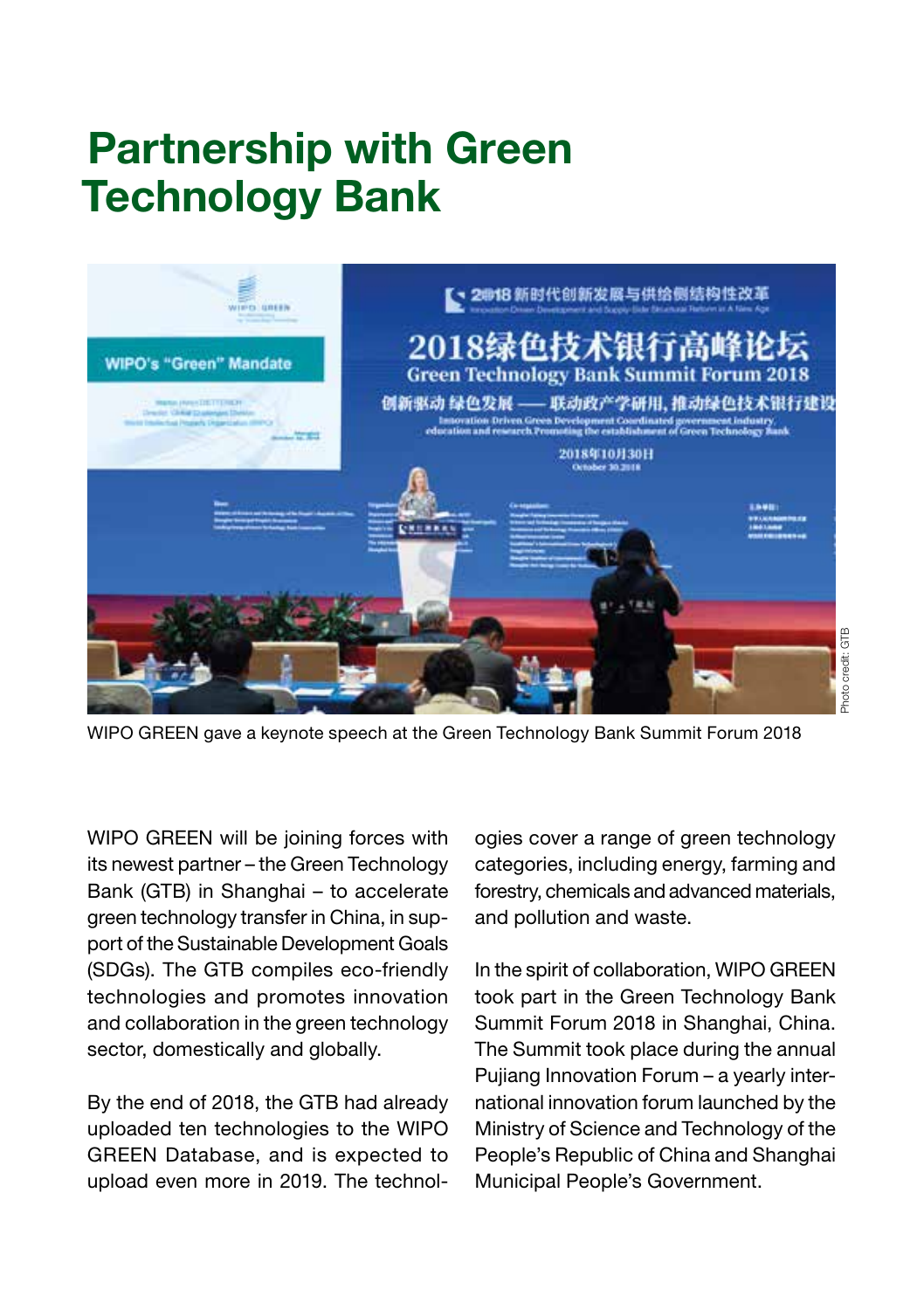# Partnership with Green Technology Bank

WIPO GREEN gave a keynote speech at the Green Technology Bank Summit Forum 2018

Photo credit: GTB

WIPO GREEN will be joining forces with its newest partner – the Green Technology Bank (GTB) in Shanghai – to accelerate green technology transfer in China, in support of the Sustainable Development Goals (SDGs). The GTB compiles eco-friendly technologies and promotes innovation and collaboration in the green technology sector, domestically and globally.

By the end of 2018, the GTB had already uploaded ten technologies to the WIPO GREEN Database, and is expected to upload even more in 2019. The technologies cover a range of green technology categories, including energy, farming and forestry, chemicals and advanced materials, and pollution and waste.

In the spirit of collaboration, WIPO GREEN took part in the Green Technology Bank Summit Forum 2018 in Shanghai, China. The Summit took place during the annual Pujiang Innovation Forum – a yearly international innovation forum launched by the Ministry of Science and Technology of the People's Republic of China and Shanghai Municipal People's Government.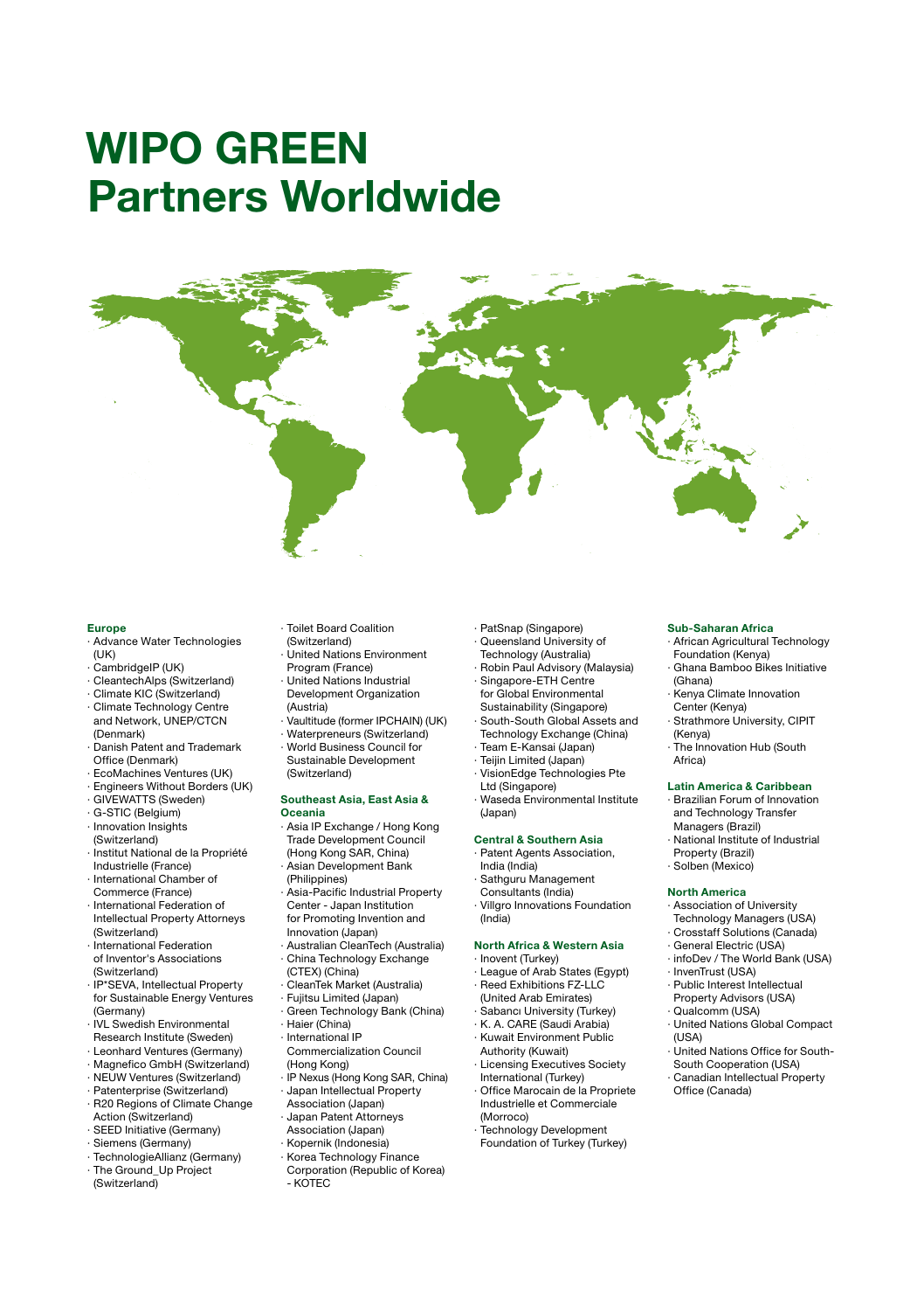# WIPO GREEN Partners Worldwide

### Europe

- Advance Water Technologies (UK)
- CambridgeIP (UK)
- CleantechAlps (Switzerland)
- Climate KIC (Switzerland)
- Climate Technology Centre and Network, UNEP/CTCN (Denmark)
- Danish Patent and Trademark Office (Denmark)
- EcoMachines Ventures (UK)
- Engineers Without Borders (UK)
- GIVEWATTS (Sweden)
- G-STIC (Belgium)
- Innovation Insights (Switzerland)
- Institut National de la Propriété Industrielle (France)
- International Chamber of Commerce (France)
- International Federation of Intellectual Property Attorneys (Switzerland)
- International Federation of Inventor's Associations (Switzerland)
- IP*SEVA, Intellectual Property for Sustainable Energy Ventures (Germany)
- IVL Swedish Environmental Research Institute (Sweden)
- Leonhard Ventures (Germany)
- Magnefico GmbH (Switzerland)
- NEUW Ventures (Switzerland)
- Patenterprise (Switzerland)
- R20 Regions of Climate Change Action (Switzerland)
- SEED Initiative (Germany)
- Siemens (Germany)
- TechnologieAllianz (Germany)
- The Ground_Up Project (Switzerland)
- Toilet Board Coalition (Switzerland)
- United Nations Environment Program (France)
- United Nations Industrial Development Organization (Austria)
- Vaultitude (former IPCHAIN) (UK)
- Waterpreneurs (Switzerland)
- World Business Council for Sustainable Development (Switzerland)

### Southeast Asia, East Asia & Oceania

- Asia IP Exchange / Hong Kong Trade Development Council (Hong Kong SAR, China)
- Asian Development Bank (Philippines)
- Asia-Pacific Industrial Property Center - Japan Institution for Promoting Invention and Innovation (Japan)
- Australian CleanTech (Australia)
- China Technology Exchange (CTEX) (China)
- CleanTek Market (Australia)
- Fujitsu Limited (Japan)
- Green Technology Bank (China)
- Haier (China)
- International IP Commercialization Council (Hong Kong)
- IP Nexus (Hong Kong SAR, China)
- Japan Intellectual Property Association (Japan)
- Japan Patent Attorneys Association (Japan)
- Kopernik (Indonesia)
- Korea Technology Finance Corporation (Republic of Korea) - KOTEC
- PatSnap (Singapore)
- Queensland University of Technology (Australia)
- Robin Paul Advisory (Malaysia)
- Singapore-ETH Centre for Global Environmental Sustainability (Singapore)
- South-South Global Assets and Technology Exchange (China)
- Team E-Kansai (Japan)
- Teijin Limited (Japan)
- VisionEdge Technologies Pte Ltd (Singapore)
- Waseda Environmental Institute (Japan)

### Central & Southern Asia

- Patent Agents Association, India (India)
- Sathguru Management Consultants (India)
- Villgro Innovations Foundation (India)

### North Africa & Western Asia

- Inovent (Turkey)
- League of Arab States (Egypt)
- Reed Exhibitions FZ-LLC (United Arab Emirates)
- Sabancı University (Turkey)
- K. A. CARE (Saudi Arabia)
- Kuwait Environment Public Authority (Kuwait)
- Licensing Executives Society International (Turkey)
- Office Marocain de la Propriete Industrielle et Commerciale (Morroco)
- Technology Development Foundation of Turkey (Turkey)

### Sub-Saharan Africa

- African Agricultural Technology Foundation (Kenya)
- Ghana Bamboo Bikes Initiative (Ghana)
- Kenya Climate Innovation Center (Kenya)
- Strathmore University, CIPIT (Kenya)
- The Innovation Hub (South Africa)

### Latin America & Caribbean

- Brazilian Forum of Innovation and Technology Transfer Managers (Brazil)
- National Institute of Industrial Property (Brazil)
- Solben (Mexico)

### North America

- Association of University Technology Managers (USA)
- Crosstaff Solutions (Canada)
- General Electric (USA)
- infoDev / The World Bank (USA)
- InvenTrust (USA)
- Public Interest Intellectual Property Advisors (USA)
- Qualcomm (USA)
- United Nations Global Compact (USA)
- United Nations Office for South-South Cooperation (USA)
- Canadian Intellectual Property Office (Canada)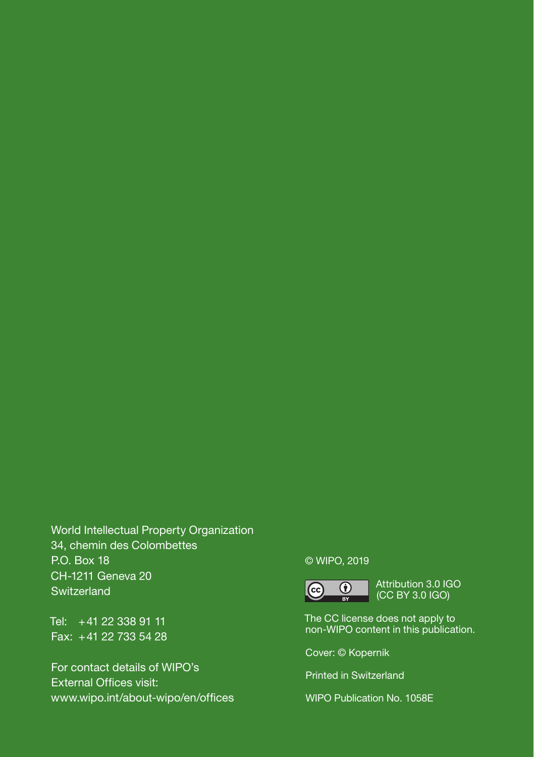World Intellectual Property Organization
34, chemin des Colombettes
P.O. Box 18
CH-1211 Geneva 20
Switzerland

Tel: +41 22 338 91 11
Fax: +41 22 733 54 28

For contact details of WIPO's External Offices visit:
www.wipo.int/about-wipo/en/offices

© WIPO, 2019

Attribution 3.0 IGO (CC BY 3.0 IGO)

The CC license does not apply to non-WIPO content in this publication.

Cover: © Kopernik

Printed in Switzerland

WIPO Publication No. 1058E